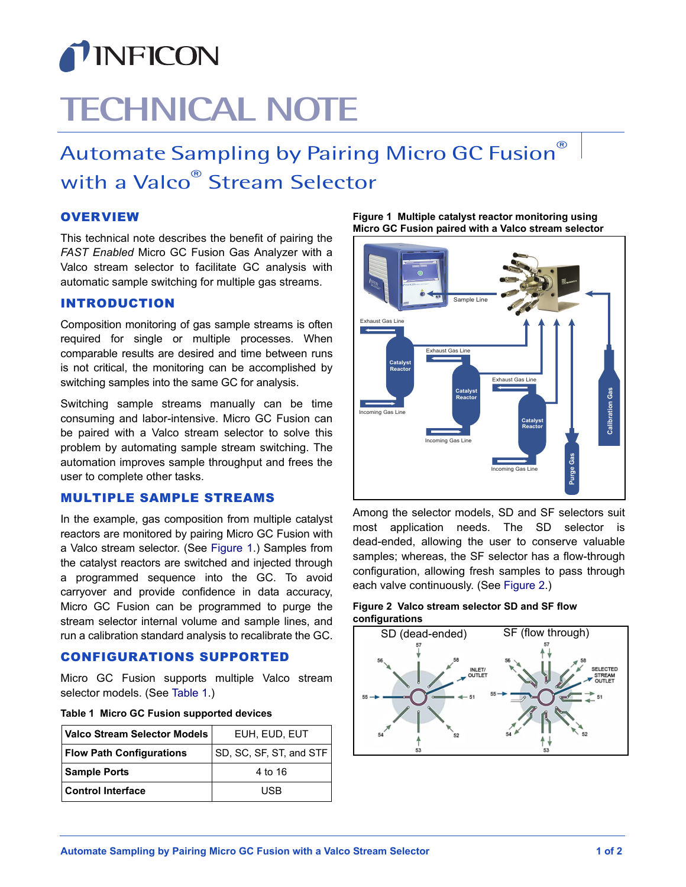# TECHNICAL NOTE

## Automate Sampling by Pairing Micro GC Fusion® with a Valco® Stream Selector

### OVERVIEW

This technical note describes the benefit of pairing the *FAST Enabled* Micro GC Fusion Gas Analyzer with a Valco stream selector to facilitate GC analysis with automatic sample switching for multiple gas streams.

### INTRODUCTION

Composition monitoring of gas sample streams is often required for single or multiple processes. When comparable results are desired and time between runs is not critical, the monitoring can be accomplished by switching samples into the same GC for analysis.

Switching sample streams manually can be time consuming and labor-intensive. Micro GC Fusion can be paired with a Valco stream selector to solve this problem by automating sample stream switching. The automation improves sample throughput and frees the user to complete other tasks.

### MULTIPLE SAMPLE STREAMS

In the example, gas composition from multiple catalyst reactors are monitored by pairing Micro GC Fusion with a Valco stream selector. (See Figure 1.) Samples from the catalyst reactors are switched and injected through a programmed sequence into the GC. To avoid carryover and provide confidence in data accuracy, Micro GC Fusion can be programmed to purge the stream selector internal volume and sample lines, and run a calibration standard analysis to recalibrate the GC.

### CONFIGURATIONS SUPPORTED

Micro GC Fusion supports multiple Valco stream selector models. (See Table 1.)

**Table 1 Micro GC Fusion supported devices**

| Valco Stream Selector Models | EUH, EUD, EUT |
|---|---|
| **Flow Path Configurations** | SD, SC, SF, ST, and STF |
| **Sample Ports** | 4 to 16 |
| **Control Interface** | USB |

**Figure 1 Multiple catalyst reactor monitoring using Micro GC Fusion paired with a Valco stream selector**

Among the selector models, SD and SF selectors suit most application needs. The SD selector is dead-ended, allowing the user to conserve valuable samples; whereas, the SF selector has a flow-through configuration, allowing fresh samples to pass through each valve continuously. (See Figure 2.)

**Figure 2 Valco stream selector SD and SF flow configurations**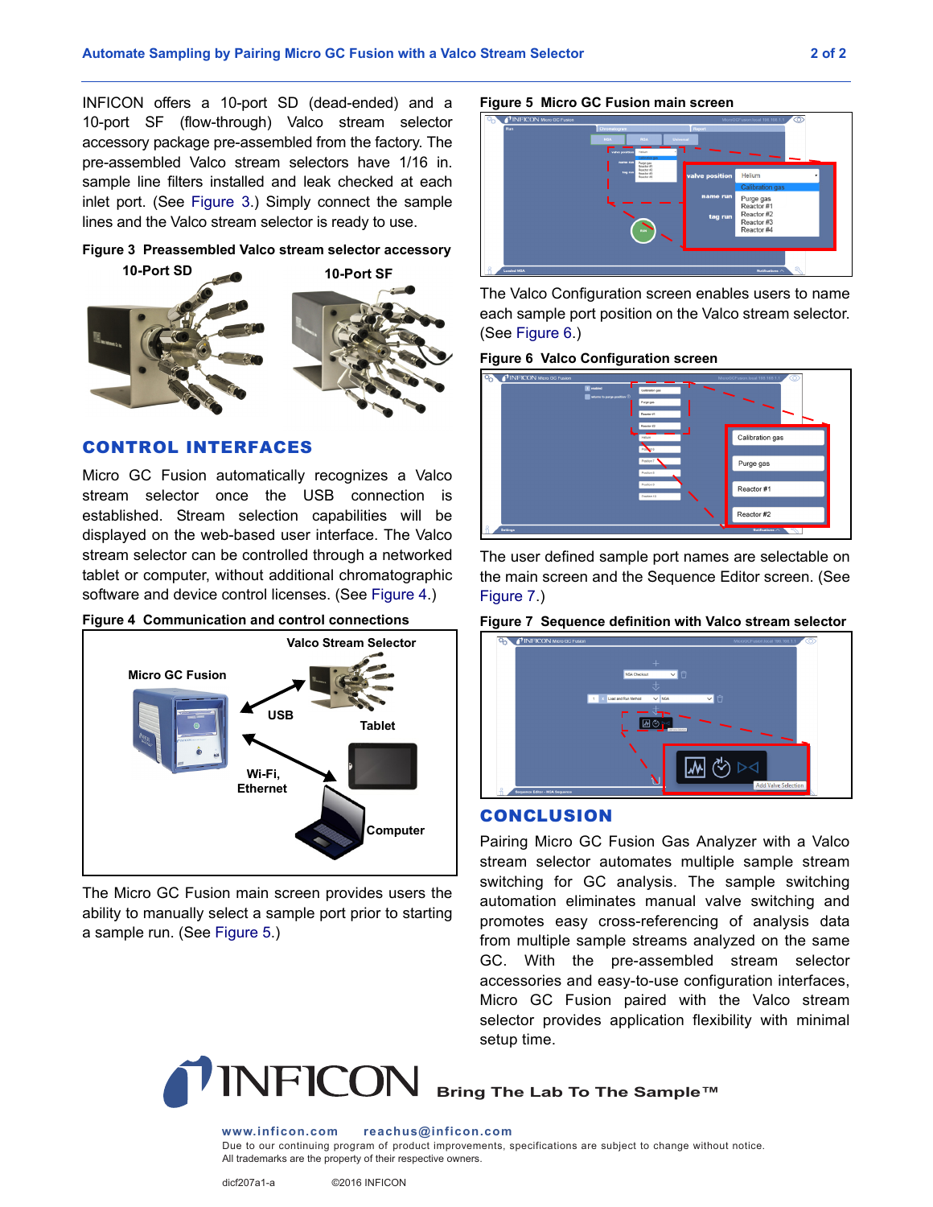INFICON offers a 10-port SD (dead-ended) and a 10-port SF (flow-through) Valco stream selector accessory package pre-assembled from the factory. The pre-assembled Valco stream selectors have 1/16 in. sample line filters installed and leak checked at each inlet port. (See Figure 3.) Simply connect the sample lines and the Valco stream selector is ready to use.

**Figure 3 Preassembled Valco stream selector accessory**

10-Port SD

10-Port SF

## CONTROL INTERFACES

Micro GC Fusion automatically recognizes a Valco stream selector once the USB connection is established. Stream selection capabilities will be displayed on the web-based user interface. The Valco stream selector can be controlled through a networked tablet or computer, without additional chromatographic software and device control licenses. (See Figure 4.)

**Figure 4 Communication and control connections**

Valco Stream Selector

Micro GC Fusion

USB

Tablet

Wi-Fi, Ethernet

Computer

The Micro GC Fusion main screen provides users the ability to manually select a sample port prior to starting a sample run. (See Figure 5.)

**Figure 5 Micro GC Fusion main screen**

valve position

Helium

Calibration gas

name run

Purge gas

Reactor #1

Reactor #2

tag run

Reactor #3

Reactor #4

The Valco Configuration screen enables users to name each sample port position on the Valco stream selector. (See Figure 6.)

**Figure 6 Valco Configuration screen**

Calibration gas

Purge gas

Reactor #1

Reactor #2

The user defined sample port names are selectable on the main screen and the Sequence Editor screen. (See Figure 7.)

**Figure 7 Sequence definition with Valco stream selector**

Add Valve Selection

## CONCLUSION

Pairing Micro GC Fusion Gas Analyzer with a Valco stream selector automates multiple sample stream switching for GC analysis. The sample switching automation eliminates manual valve switching and promotes easy cross-referencing of analysis data from multiple sample streams analyzed on the same GC. With the pre-assembled stream selector accessories and easy-to-use configuration interfaces, Micro GC Fusion paired with the Valco stream selector provides application flexibility with minimal setup time.

INFICON **Bring The Lab To The Sample™**

www.inficon.com reachus@inficon.com

Due to our continuing program of product improvements, specifications are subject to change without notice.
All trademarks are the property of their respective owners.

dicf207a1-a ©2016 INFICON